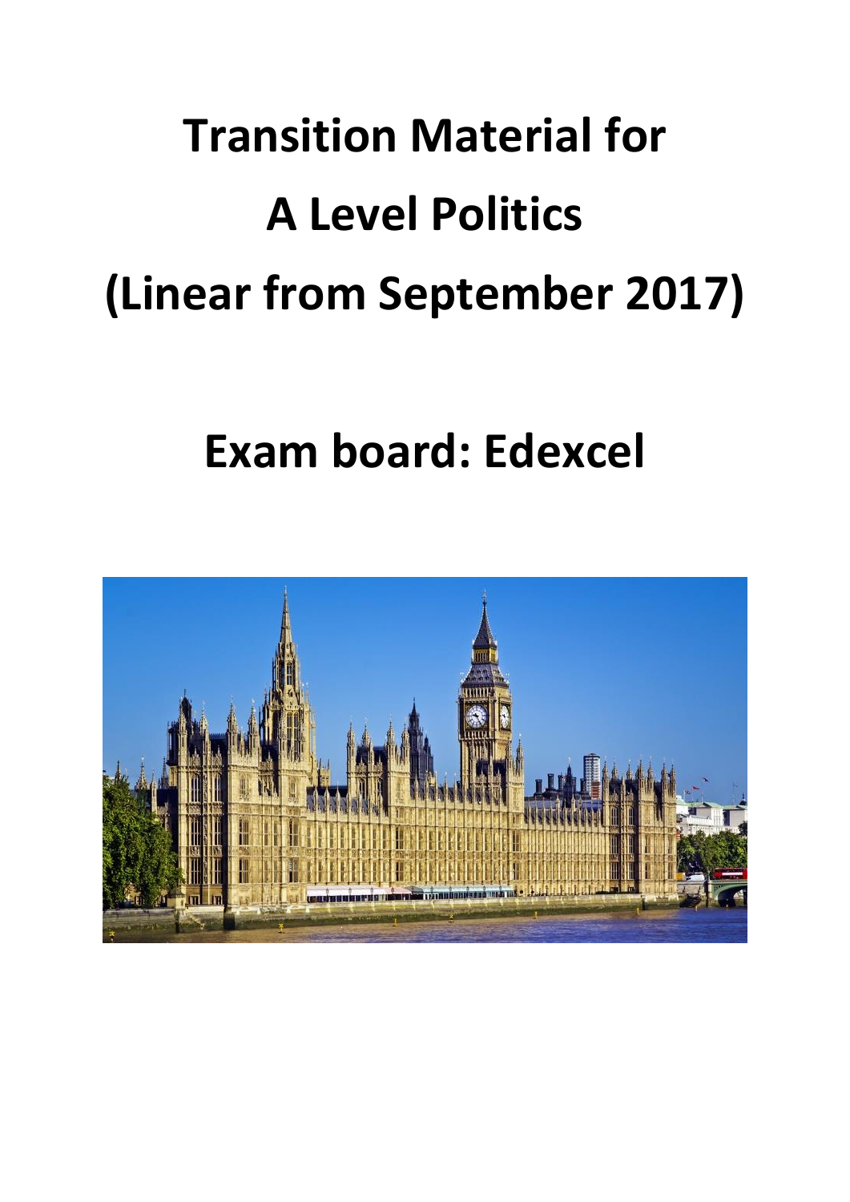# Transition Material for A Level Politics (Linear from September 2017)

# Exam board: Edexcel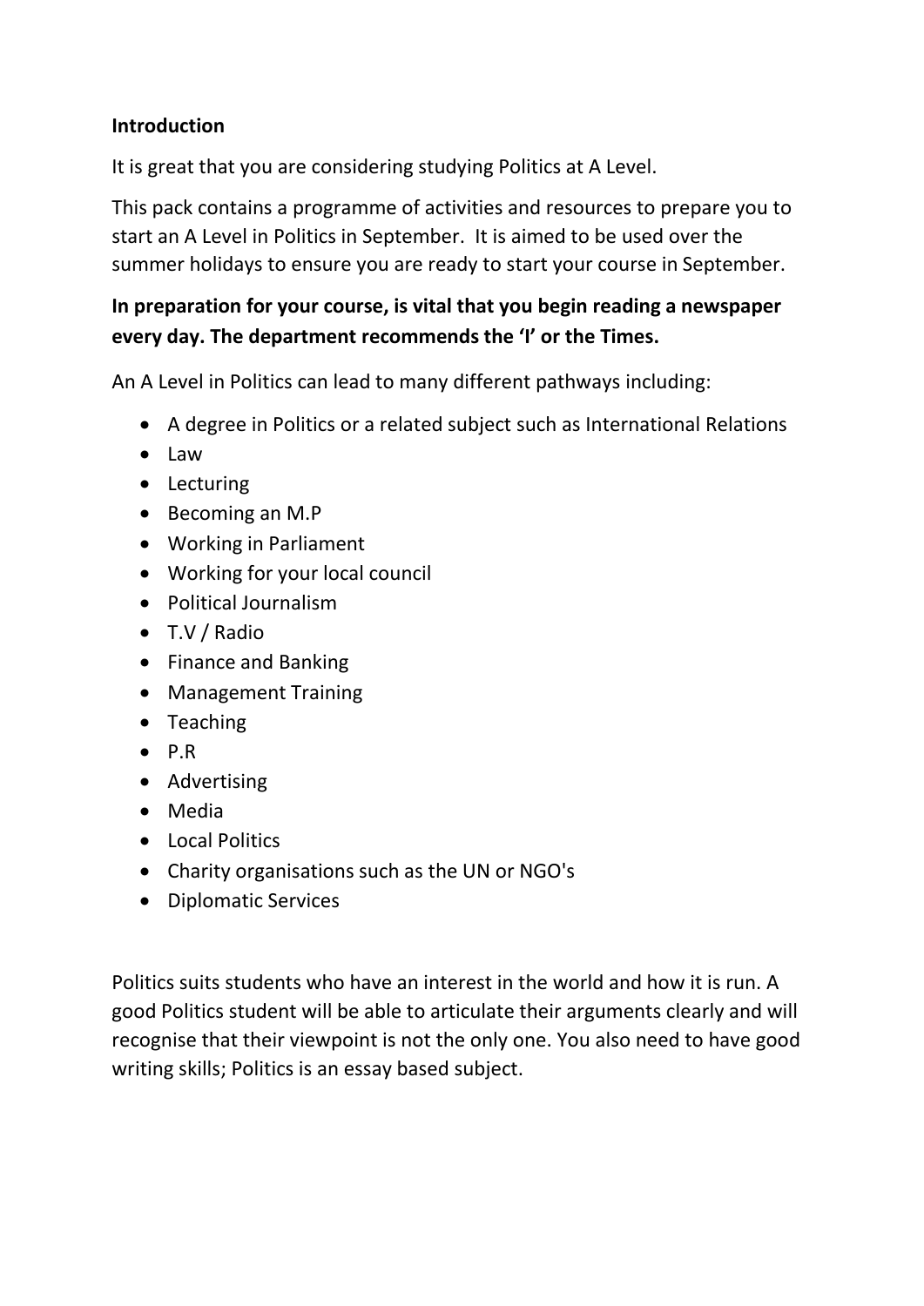**Introduction**

It is great that you are considering studying Politics at A Level.

This pack contains a programme of activities and resources to prepare you to start an A Level in Politics in September. It is aimed to be used over the summer holidays to ensure you are ready to start your course in September.

**In preparation for your course, is vital that you begin reading a newspaper every day. The department recommends the 'I' or the Times.**

An A Level in Politics can lead to many different pathways including:

- A degree in Politics or a related subject such as International Relations
- Law
- Lecturing
- Becoming an M.P
- Working in Parliament
- Working for your local council
- Political Journalism
- T.V / Radio
- Finance and Banking
- Management Training
- Teaching
- P.R
- Advertising
- Media
- Local Politics
- Charity organisations such as the UN or NGO's
- Diplomatic Services

Politics suits students who have an interest in the world and how it is run. A good Politics student will be able to articulate their arguments clearly and will recognise that their viewpoint is not the only one. You also need to have good writing skills; Politics is an essay based subject.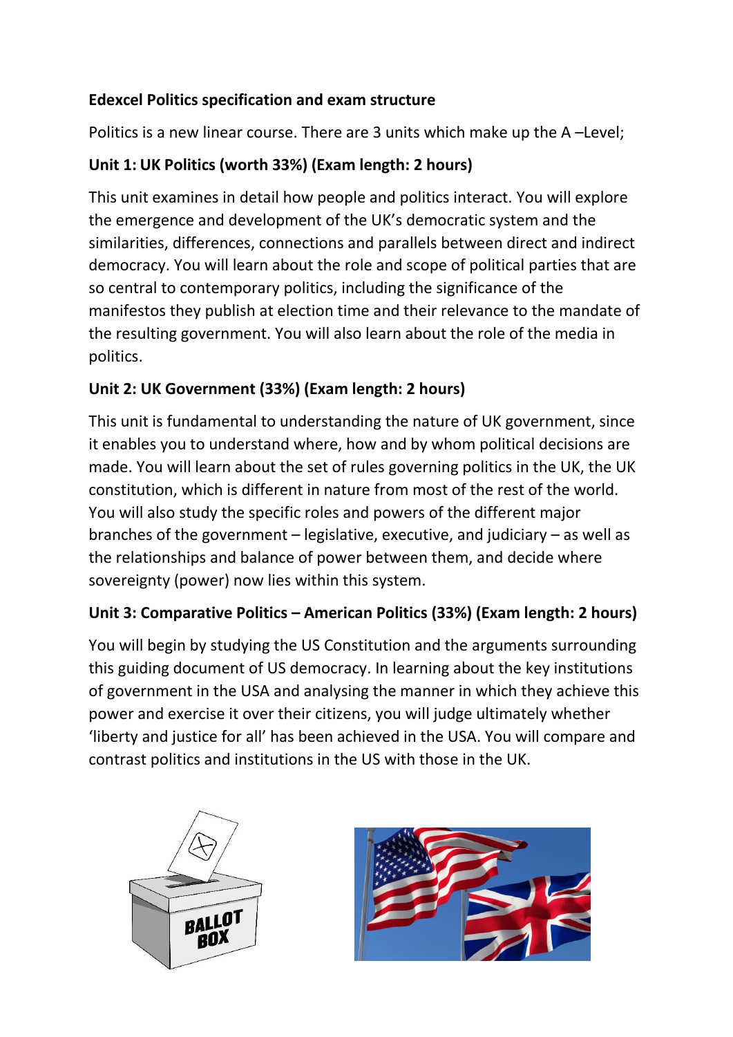**Edexcel Politics specification and exam structure**

Politics is a new linear course. There are 3 units which make up the A –Level;

**Unit 1: UK Politics (worth 33%) (Exam length: 2 hours)**

This unit examines in detail how people and politics interact. You will explore the emergence and development of the UK's democratic system and the similarities, differences, connections and parallels between direct and indirect democracy. You will learn about the role and scope of political parties that are so central to contemporary politics, including the significance of the manifestos they publish at election time and their relevance to the mandate of the resulting government. You will also learn about the role of the media in politics.

**Unit 2: UK Government (33%) (Exam length: 2 hours)**

This unit is fundamental to understanding the nature of UK government, since it enables you to understand where, how and by whom political decisions are made. You will learn about the set of rules governing politics in the UK, the UK constitution, which is different in nature from most of the rest of the world. You will also study the specific roles and powers of the different major branches of the government – legislative, executive, and judiciary – as well as the relationships and balance of power between them, and decide where sovereignty (power) now lies within this system.

**Unit 3: Comparative Politics – American Politics (33%) (Exam length: 2 hours)**

You will begin by studying the US Constitution and the arguments surrounding this guiding document of US democracy. In learning about the key institutions of government in the USA and analysing the manner in which they achieve this power and exercise it over their citizens, you will judge ultimately whether 'liberty and justice for all' has been achieved in the USA. You will compare and contrast politics and institutions in the US with those in the UK.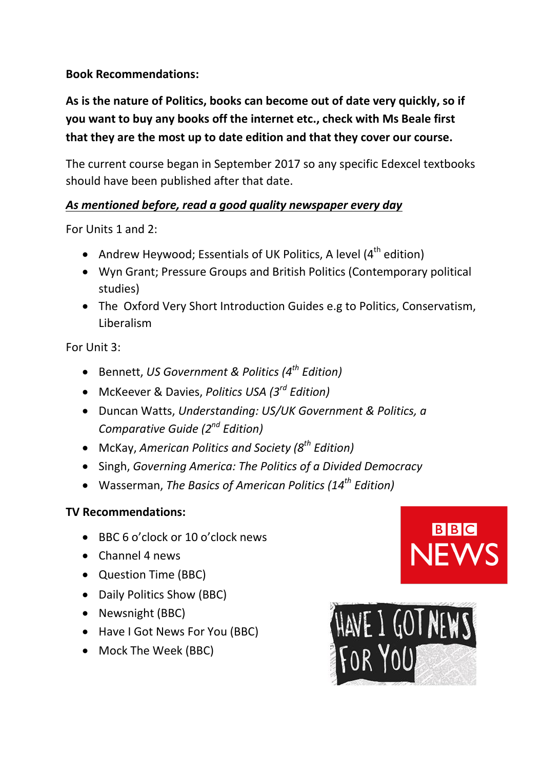**Book Recommendations:**

**As is the nature of Politics, books can become out of date very quickly, so if you want to buy any books off the internet etc., check with Ms Beale first that they are the most up to date edition and that they cover our course.**

The current course began in September 2017 so any specific Edexcel textbooks should have been published after that date.

***<u>As mentioned before, read a good quality newspaper every day</u>***

For Units 1 and 2:

- Andrew Heywood; Essentials of UK Politics, A level (4th edition)
- Wyn Grant; Pressure Groups and British Politics (Contemporary political studies)
- The Oxford Very Short Introduction Guides e.g to Politics, Conservatism, Liberalism

For Unit 3:

- Bennett, *US Government & Politics (4th Edition)*
- McKeever & Davies, *Politics USA (3rd Edition)*
- Duncan Watts, *Understanding: US/UK Government & Politics, a Comparative Guide (2nd Edition)*
- McKay, *American Politics and Society (8th Edition)*
- Singh, *Governing America: The Politics of a Divided Democracy*
- Wasserman, *The Basics of American Politics (14th Edition)*

**TV Recommendations:**

- BBC 6 o'clock or 10 o'clock news
- Channel 4 news
- Question Time (BBC)
- Daily Politics Show (BBC)
- Newsnight (BBC)
- Have I Got News For You (BBC)
- Mock The Week (BBC)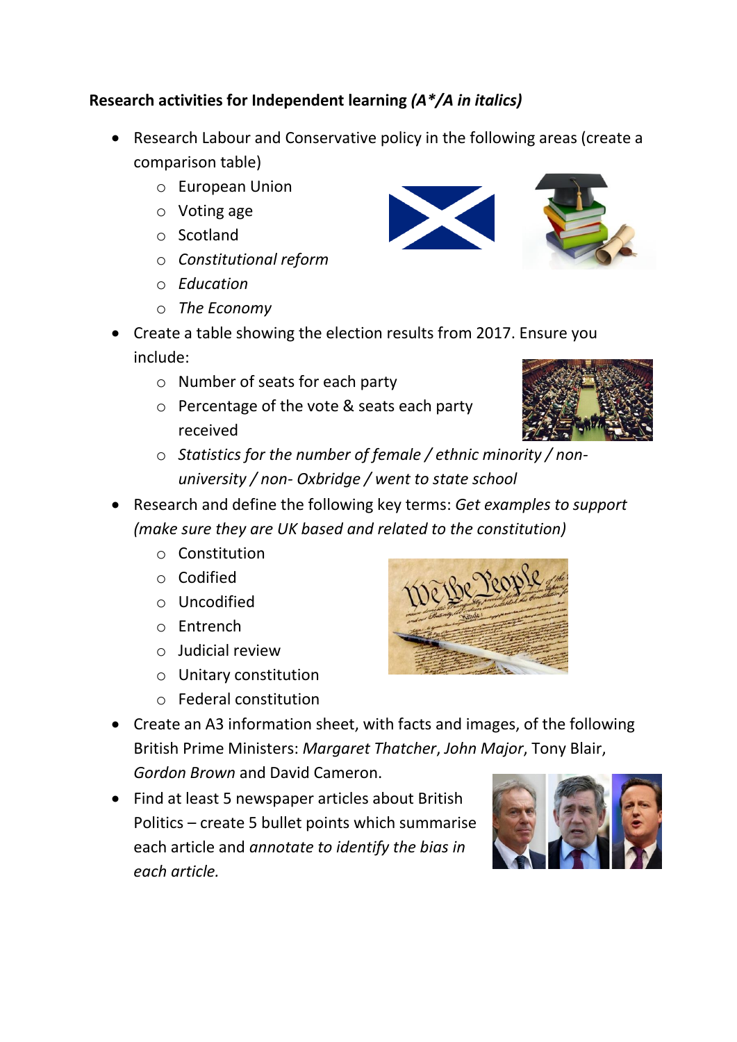**Research activities for Independent learning *(A*/A in italics)***

- Research Labour and Conservative policy in the following areas (create a comparison table)
    - European Union
    - Voting age
    - Scotland
    - *Constitutional reform*
    - *Education*
    - *The Economy*
- Create a table showing the election results from 2017. Ensure you include:
    - Number of seats for each party
    - Percentage of the vote & seats each party received
    - *Statistics for the number of female / ethnic minority / non-university / non- Oxbridge / went to state school*
- Research and define the following key terms: *Get examples to support (make sure they are UK based and related to the constitution)*
    - Constitution
    - Codified
    - Uncodified
    - Entrench
    - Judicial review
    - Unitary constitution
    - Federal constitution
- Create an A3 information sheet, with facts and images, of the following British Prime Ministers: *Margaret Thatcher*, *John Major*, Tony Blair, *Gordon Brown* and David Cameron.
- Find at least 5 newspaper articles about British Politics – create 5 bullet points which summarise each article and *annotate to identify the bias in each article.*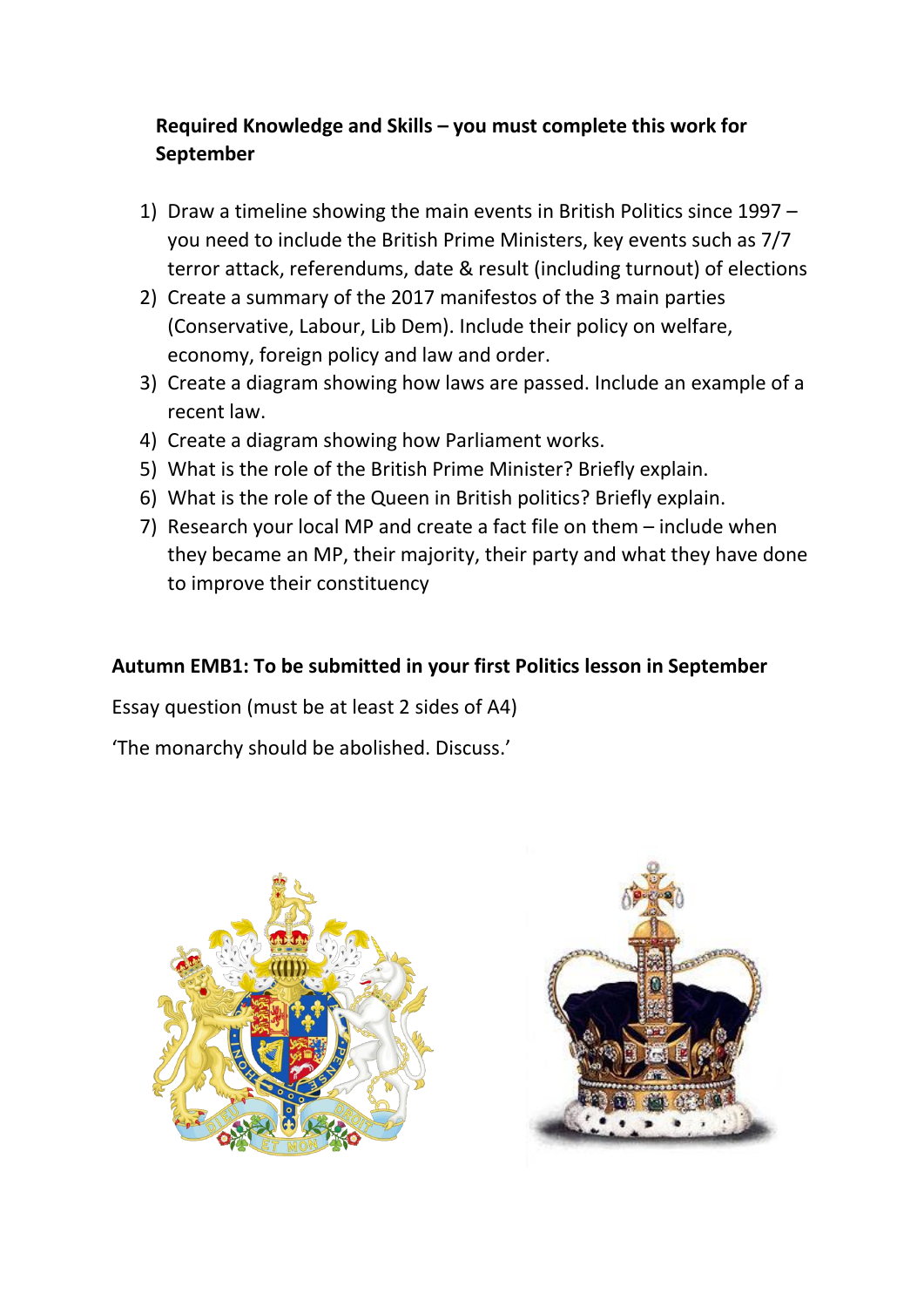**Required Knowledge and Skills – you must complete this work for September**

1) Draw a timeline showing the main events in British Politics since 1997 – you need to include the British Prime Ministers, key events such as 7/7 terror attack, referendums, date & result (including turnout) of elections
2) Create a summary of the 2017 manifestos of the 3 main parties (Conservative, Labour, Lib Dem). Include their policy on welfare, economy, foreign policy and law and order.
3) Create a diagram showing how laws are passed. Include an example of a recent law.
4) Create a diagram showing how Parliament works.
5) What is the role of the British Prime Minister? Briefly explain.
6) What is the role of the Queen in British politics? Briefly explain.
7) Research your local MP and create a fact file on them – include when they became an MP, their majority, their party and what they have done to improve their constituency

**Autumn EMB1: To be submitted in your first Politics lesson in September**

Essay question (must be at least 2 sides of A4)

'The monarchy should be abolished. Discuss.'